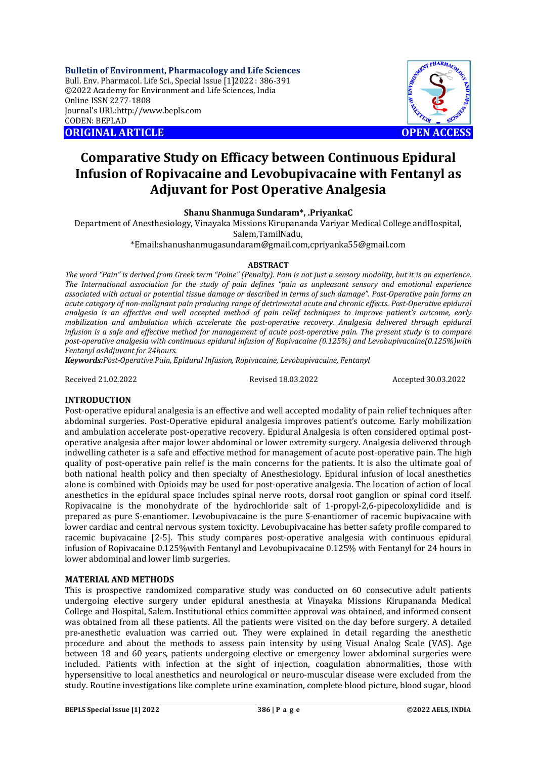**Bulletin of Environment, Pharmacology and Life Sciences**
Bull. Env. Pharmacol. Life Sci., Special Issue [1]2022 : 386-391
©2022 Academy for Environment and Life Sciences, India
Online ISSN 2277-1808
Journal's URL:http://www.bepls.com
CODEN: BEPLAD

**ORIGINAL ARTICLE** **OPEN ACCESS**

# Comparative Study on Efficacy between Continuous Epidural Infusion of Ropivacaine and Levobupivacaine with Fentanyl as Adjuvant for Post Operative Analgesia

**Shanu Shanmuga Sundaram*, .PriyankaC**

Department of Anesthesiology, Vinayaka Missions Kirupananda Variyar Medical College andHospital, Salem,TamilNadu,

*Email:shanushanmugasundaram@gmail.com,cpriyanka55@gmail.com

## ABSTRACT

*The word "Pain" is derived from Greek term "Poine" (Penalty). Pain is not just a sensory modality, but it is an experience. The International association for the study of pain defines "pain as unpleasant sensory and emotional experience associated with actual or potential tissue damage or described in terms of such damage". Post-Operative pain forms an acute category of non-malignant pain producing range of detrimental acute and chronic effects. Post-Operative epidural analgesia is an effective and well accepted method of pain relief techniques to improve patient's outcome, early mobilization and ambulation which accelerate the post-operative recovery. Analgesia delivered through epidural infusion is a safe and effective method for management of acute post-operative pain. The present study is to compare post-operative analgesia with continuous epidural infusion of Ropivacaine (0.125%) and Levobupivacaine(0.125%)with Fentanyl asAdjuvant for 24hours.*

***Keywords:****Post-Operative Pain, Epidural Infusion, Ropivacaine, Levobupivacaine, Fentanyl*

Received 21.02.2022 Revised 18.03.2022 Accepted 30.03.2022

## INTRODUCTION

Post-operative epidural analgesia is an effective and well accepted modality of pain relief techniques after abdominal surgeries. Post-Operative epidural analgesia improves patient's outcome. Early mobilization and ambulation accelerate post-operative recovery. Epidural Analgesia is often considered optimal post-operative analgesia after major lower abdominal or lower extremity surgery. Analgesia delivered through indwelling catheter is a safe and effective method for management of acute post-operative pain. The high quality of post-operative pain relief is the main concerns for the patients. It is also the ultimate goal of both national health policy and then specialty of Anesthesiology. Epidural infusion of local anesthetics alone is combined with Opioids may be used for post-operative analgesia. The location of action of local anesthetics in the epidural space includes spinal nerve roots, dorsal root ganglion or spinal cord itself. Ropivacaine is the monohydrate of the hydrochloride salt of 1-propyl-2,6-pipecoloxylidide and is prepared as pure S-enantiomer. Levobupivacaine is the pure S-enantiomer of racemic bupivacaine with lower cardiac and central nervous system toxicity. Levobupivacaine has better safety profile compared to racemic bupivacaine [2-5]. This study compares post-operative analgesia with continuous epidural infusion of Ropivacaine 0.125%with Fentanyl and Levobupivacaine 0.125% with Fentanyl for 24 hours in lower abdominal and lower limb surgeries.

## MATERIAL AND METHODS

This is prospective randomized comparative study was conducted on 60 consecutive adult patients undergoing elective surgery under epidural anesthesia at Vinayaka Missions Kirupananda Medical College and Hospital, Salem. Institutional ethics committee approval was obtained, and informed consent was obtained from all these patients. All the patients were visited on the day before surgery. A detailed pre-anesthetic evaluation was carried out. They were explained in detail regarding the anesthetic procedure and about the methods to assess pain intensity by using Visual Analog Scale (VAS). Age between 18 and 60 years, patients undergoing elective or emergency lower abdominal surgeries were included. Patients with infection at the sight of injection, coagulation abnormalities, those with hypersensitive to local anesthetics and neurological or neuro-muscular disease were excluded from the study. Routine investigations like complete urine examination, complete blood picture, blood sugar, blood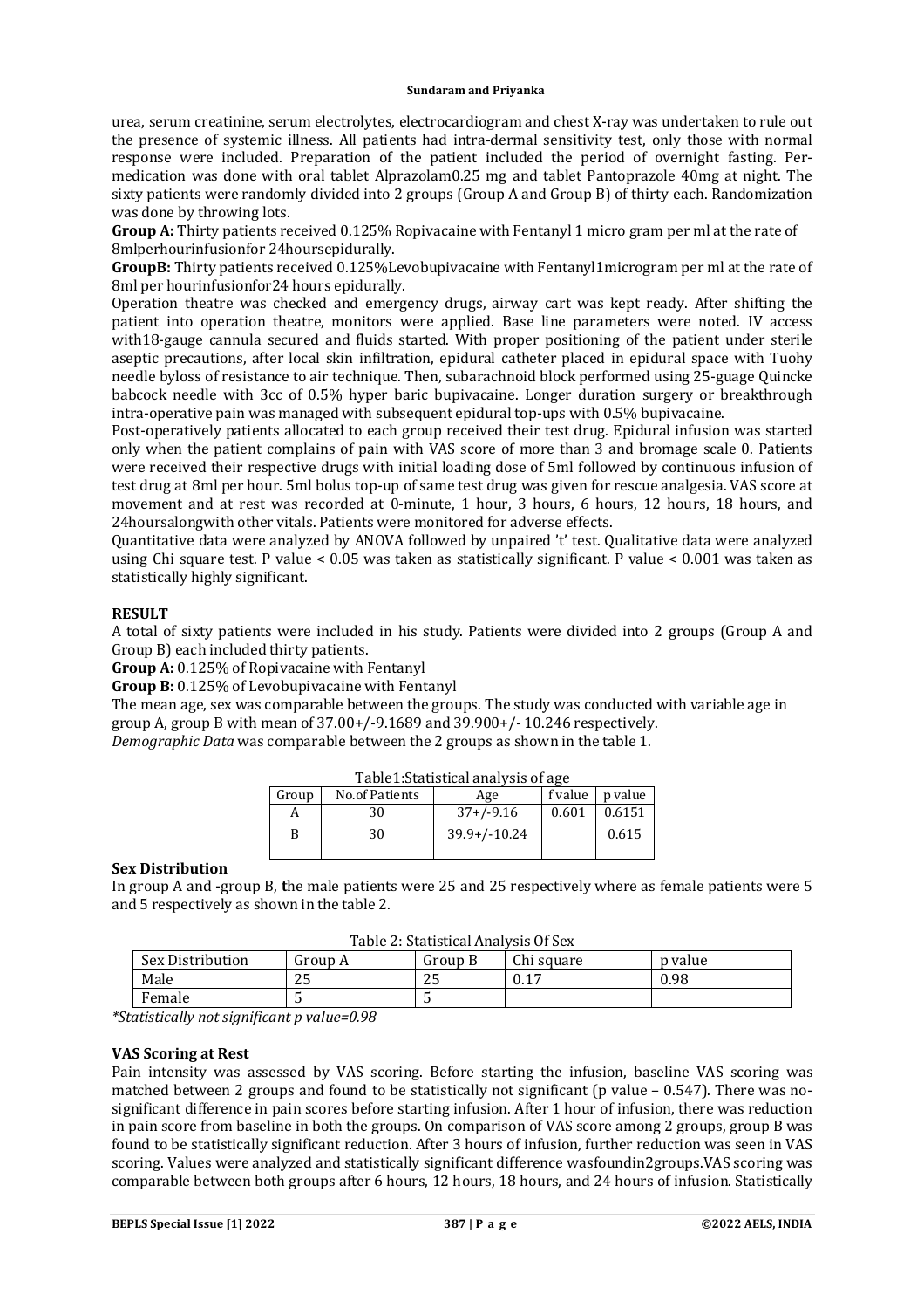urea, serum creatinine, serum electrolytes, electrocardiogram and chest X-ray was undertaken to rule out the presence of systemic illness. All patients had intra-dermal sensitivity test, only those with normal response were included. Preparation of the patient included the period of overnight fasting. Per-medication was done with oral tablet Alprazolam0.25 mg and tablet Pantoprazole 40mg at night. The sixty patients were randomly divided into 2 groups (Group A and Group B) of thirty each. Randomization was done by throwing lots.

**Group A:** Thirty patients received 0.125% Ropivacaine with Fentanyl 1 micro gram per ml at the rate of 8mlperhourinfusionfor 24hoursepidurally.

**GroupB:** Thirty patients received 0.125%Levobupivacaine with Fentanyl1microgram per ml at the rate of 8ml per hourinfusionfor24 hours epidurally.

Operation theatre was checked and emergency drugs, airway cart was kept ready. After shifting the patient into operation theatre, monitors were applied. Base line parameters were noted. IV access with18-gauge cannula secured and fluids started. With proper positioning of the patient under sterile aseptic precautions, after local skin infiltration, epidural catheter placed in epidural space with Tuohy needle byloss of resistance to air technique. Then, subarachnoid block performed using 25-guage Quincke babcock needle with 3cc of 0.5% hyper baric bupivacaine. Longer duration surgery or breakthrough intra-operative pain was managed with subsequent epidural top-ups with 0.5% bupivacaine.

Post-operatively patients allocated to each group received their test drug. Epidural infusion was started only when the patient complains of pain with VAS score of more than 3 and bromage scale 0. Patients were received their respective drugs with initial loading dose of 5ml followed by continuous infusion of test drug at 8ml per hour. 5ml bolus top-up of same test drug was given for rescue analgesia. VAS score at movement and at rest was recorded at 0-minute, 1 hour, 3 hours, 6 hours, 12 hours, 18 hours, and 24hoursalongwith other vitals. Patients were monitored for adverse effects.

Quantitative data were analyzed by ANOVA followed by unpaired 't' test. Qualitative data were analyzed using Chi square test. P value < 0.05 was taken as statistically significant. P value < 0.001 was taken as statistically highly significant.

## RESULT

A total of sixty patients were included in his study. Patients were divided into 2 groups (Group A and Group B) each included thirty patients.

**Group A:** 0.125% of Ropivacaine with Fentanyl

**Group B:** 0.125% of Levobupivacaine with Fentanyl

The mean age, sex was comparable between the groups. The study was conducted with variable age in group A, group B with mean of 37.00+/-9.1689 and 39.900+/- 10.246 respectively.

*Demographic Data* was comparable between the 2 groups as shown in the table 1.

Table1:Statistical analysis of age

| Group | No.of Patients | Age | f value | p value |
|---|---|---|---|---|
| A | 30 | 37+/-9.16 | 0.601 | 0.6151 |
| B | 30 | 39.9+/-10.24 | | 0.615 |

### Sex Distribution

In group A and -group B, the male patients were 25 and 25 respectively where as female patients were 5 and 5 respectively as shown in the table 2.

Table 2: Statistical Analysis Of Sex

| Sex Distribution | Group A | Group B | Chi square | p value |
|---|---|---|---|---|
| Male | 25 | 25 | 0.17 | 0.98 |
| Female | 5 | 5 | | |

*\*Statistically not significant p value=0.98*

### VAS Scoring at Rest

Pain intensity was assessed by VAS scoring. Before starting the infusion, baseline VAS scoring was matched between 2 groups and found to be statistically not significant (p value – 0.547). There was no-significant difference in pain scores before starting infusion. After 1 hour of infusion, there was reduction in pain score from baseline in both the groups. On comparison of VAS score among 2 groups, group B was found to be statistically significant reduction. After 3 hours of infusion, further reduction was seen in VAS scoring. Values were analyzed and statistically significant difference wasfoundin2groups.VAS scoring was comparable between both groups after 6 hours, 12 hours, 18 hours, and 24 hours of infusion. Statistically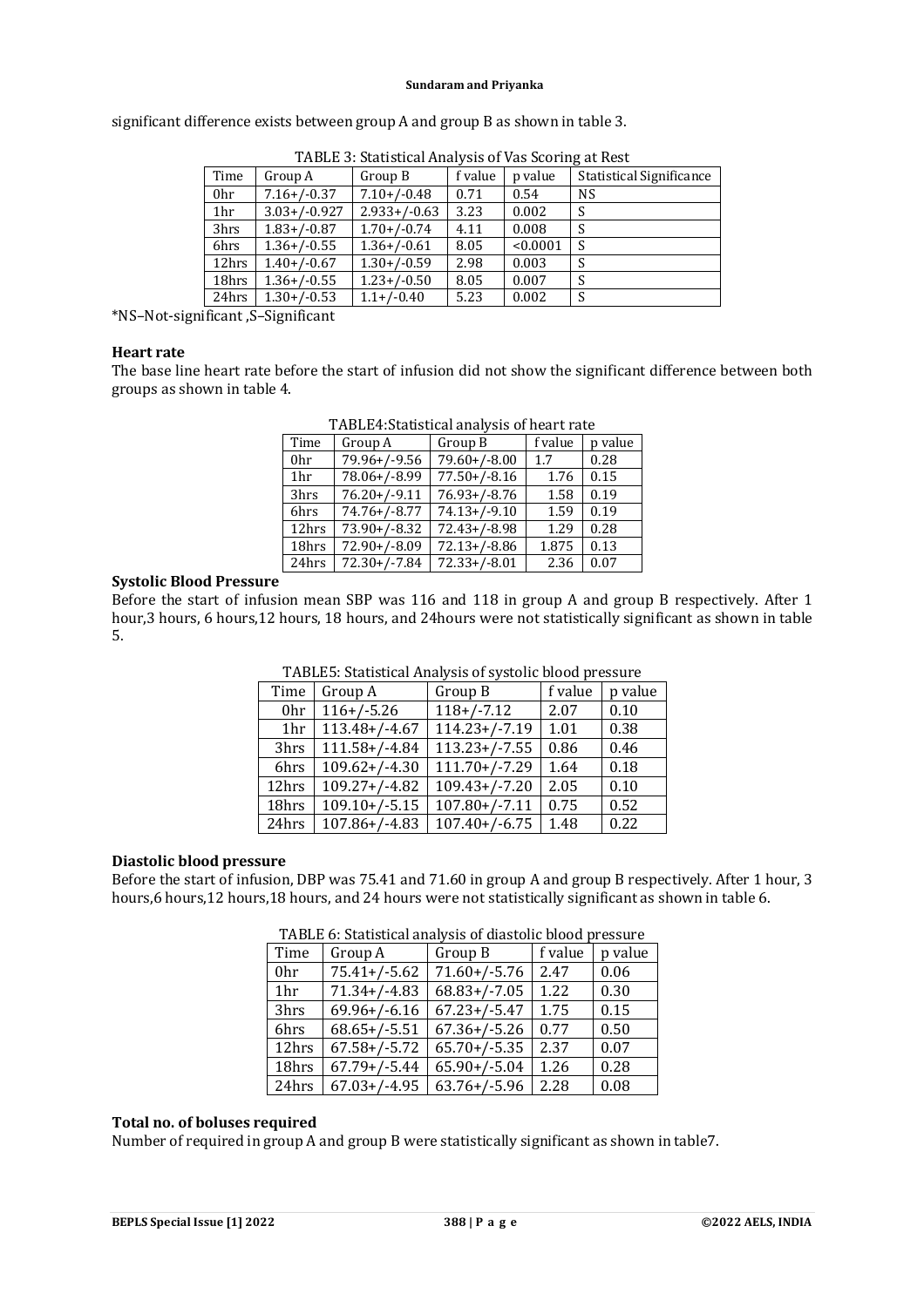significant difference exists between group A and group B as shown in table 3.

TABLE 3: Statistical Analysis of Vas Scoring at Rest

| Time | Group A | Group B | f value | p value | Statistical Significance |
|---|---|---|---|---|---|
| 0hr | 7.16+/-0.37 | 7.10+/-0.48 | 0.71 | 0.54 | NS |
| 1hr | 3.03+/-0.927 | 2.933+/-0.63 | 3.23 | 0.002 | S |
| 3hrs | 1.83+/-0.87 | 1.70+/-0.74 | 4.11 | 0.008 | S |
| 6hrs | 1.36+/-0.55 | 1.36+/-0.61 | 8.05 | <0.0001 | S |
| 12hrs | 1.40+/-0.67 | 1.30+/-0.59 | 2.98 | 0.003 | S |
| 18hrs | 1.36+/-0.55 | 1.23+/-0.50 | 8.05 | 0.007 | S |
| 24hrs | 1.30+/-0.53 | 1.1+/-0.40 | 5.23 | 0.002 | S |

*NS–Not-significant ,S–Significant

**Heart rate**

The base line heart rate before the start of infusion did not show the significant difference between both groups as shown in table 4.

TABLE4:Statistical analysis of heart rate

| Time | Group A | Group B | f value | p value |
|---|---|---|---|---|
| 0hr | 79.96+/-9.56 | 79.60+/-8.00 | 1.7 | 0.28 |
| 1hr | 78.06+/-8.99 | 77.50+/-8.16 | 1.76 | 0.15 |
| 3hrs | 76.20+/-9.11 | 76.93+/-8.76 | 1.58 | 0.19 |
| 6hrs | 74.76+/-8.77 | 74.13+/-9.10 | 1.59 | 0.19 |
| 12hrs | 73.90+/-8.32 | 72.43+/-8.98 | 1.29 | 0.28 |
| 18hrs | 72.90+/-8.09 | 72.13+/-8.86 | 1.875 | 0.13 |
| 24hrs | 72.30+/-7.84 | 72.33+/-8.01 | 2.36 | 0.07 |

**Systolic Blood Pressure**

Before the start of infusion mean SBP was 116 and 118 in group A and group B respectively. After 1 hour,3 hours, 6 hours,12 hours, 18 hours, and 24hours were not statistically significant as shown in table 5.

TABLE5: Statistical Analysis of systolic blood pressure

| Time | Group A | Group B | f value | p value |
|---|---|---|---|---|
| 0hr | 116+/-5.26 | 118+/-7.12 | 2.07 | 0.10 |
| 1hr | 113.48+/-4.67 | 114.23+/-7.19 | 1.01 | 0.38 |
| 3hrs | 111.58+/-4.84 | 113.23+/-7.55 | 0.86 | 0.46 |
| 6hrs | 109.62+/-4.30 | 111.70+/-7.29 | 1.64 | 0.18 |
| 12hrs | 109.27+/-4.82 | 109.43+/-7.20 | 2.05 | 0.10 |
| 18hrs | 109.10+/-5.15 | 107.80+/-7.11 | 0.75 | 0.52 |
| 24hrs | 107.86+/-4.83 | 107.40+/-6.75 | 1.48 | 0.22 |

**Diastolic blood pressure**

Before the start of infusion, DBP was 75.41 and 71.60 in group A and group B respectively. After 1 hour, 3 hours,6 hours,12 hours,18 hours, and 24 hours were not statistically significant as shown in table 6.

TABLE 6: Statistical analysis of diastolic blood pressure

| Time | Group A | Group B | f value | p value |
|---|---|---|---|---|
| 0hr | 75.41+/-5.62 | 71.60+/-5.76 | 2.47 | 0.06 |
| 1hr | 71.34+/-4.83 | 68.83+/-7.05 | 1.22 | 0.30 |
| 3hrs | 69.96+/-6.16 | 67.23+/-5.47 | 1.75 | 0.15 |
| 6hrs | 68.65+/-5.51 | 67.36+/-5.26 | 0.77 | 0.50 |
| 12hrs | 67.58+/-5.72 | 65.70+/-5.35 | 2.37 | 0.07 |
| 18hrs | 67.79+/-5.44 | 65.90+/-5.04 | 1.26 | 0.28 |
| 24hrs | 67.03+/-4.95 | 63.76+/-5.96 | 2.28 | 0.08 |

**Total no. of boluses required**

Number of required in group A and group B were statistically significant as shown in table7.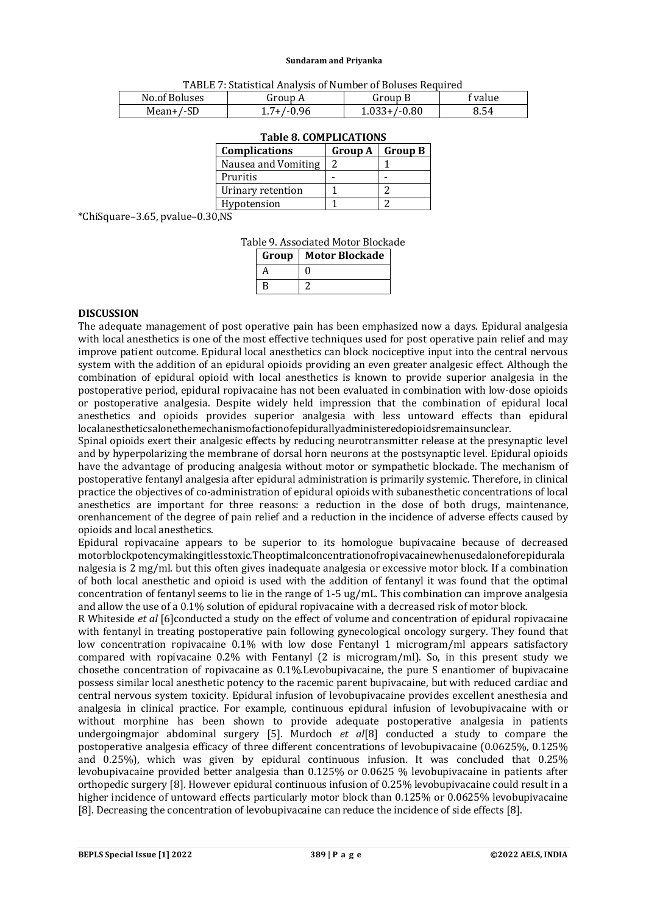TABLE 7: Statistical Analysis of Number of Boluses Required

| No.of Boluses | Group A | Group B | f value |
|---|---|---|---|
| Mean+/-SD | 1.7+/-0.96 | 1.033+/-0.80 | 8.54 |

**Table 8. COMPLICATIONS**

| Complications | Group A | Group B |
|---|---|---|
| Nausea and Vomiting | 2 | 1 |
| Pruritis | - | - |
| Urinary retention | 1 | 2 |
| Hypotension | 1 | 2 |

*ChiSquare–3.65, pvalue–0.30,NS

Table 9. Associated Motor Blockade

| Group | Motor Blockade |
|---|---|
| A | 0 |
| B | 2 |

**DISCUSSION**

The adequate management of post operative pain has been emphasized now a days. Epidural analgesia with local anesthetics is one of the most effective techniques used for post operative pain relief and may improve patient outcome. Epidural local anesthetics can block nociceptive input into the central nervous system with the addition of an epidural opioids providing an even greater analgesic effect. Although the combination of epidural opioid with local anesthetics is known to provide superior analgesia in the postoperative period, epidural ropivacaine has not been evaluated in combination with low-dose opioids or postoperative analgesia. Despite widely held impression that the combination of epidural local anesthetics and opioids provides superior analgesia with less untoward effects than epidural localanestheticsalonethemechanismofactionofepidurallyadministeredopioidsremainsunclear.

Spinal opioids exert their analgesic effects by reducing neurotransmitter release at the presynaptic level and by hyperpolarizing the membrane of dorsal horn neurons at the postsynaptic level. Epidural opioids have the advantage of producing analgesia without motor or sympathetic blockade. The mechanism of postoperative fentanyl analgesia after epidural administration is primarily systemic. Therefore, in clinical practice the objectives of co-administration of epidural opioids with subanesthetic concentrations of local anesthetics are important for three reasons: a reduction in the dose of both drugs, maintenance, orenhancement of the degree of pain relief and a reduction in the incidence of adverse effects caused by opioids and local anesthetics.

Epidural ropivacaine appears to be superior to its homologue bupivacaine because of decreased motorblockpotencymakingitlesstoxic.Theoptimalconcentrationofropivacainewhenusedaloneforepidurala nalgesia is 2 mg/ml. but this often gives inadequate analgesia or excessive motor block. If a combination of both local anesthetic and opioid is used with the addition of fentanyl it was found that the optimal concentration of fentanyl seems to lie in the range of 1-5 ug/mL. This combination can improve analgesia and allow the use of a 0.1% solution of epidural ropivacaine with a decreased risk of motor block.

R Whiteside *et al* [6]conducted a study on the effect of volume and concentration of epidural ropivacaine with fentanyl in treating postoperative pain following gynecological oncology surgery. They found that low concentration ropivacaine 0.1% with low dose Fentanyl 1 microgram/ml appears satisfactory compared with ropivacaine 0.2% with Fentanyl (2 is microgram/ml). So, in this present study we chosethe concentration of ropivacaine as 0.1%.Levobupivacaine, the pure S enantiomer of bupivacaine possess similar local anesthetic potency to the racemic parent bupivacaine, but with reduced cardiac and central nervous system toxicity. Epidural infusion of levobupivacaine provides excellent anesthesia and analgesia in clinical practice. For example, continuous epidural infusion of levobupivacaine with or without morphine has been shown to provide adequate postoperative analgesia in patients undergoingmajor abdominal surgery [5]. Murdoch *et al*[8] conducted a study to compare the postoperative analgesia efficacy of three different concentrations of levobupivacaine (0.0625%, 0.125% and 0.25%), which was given by epidural continuous infusion. It was concluded that 0.25% levobupivacaine provided better analgesia than 0.125% or 0.0625 % levobupivacaine in patients after orthopedic surgery [8]. However epidural continuous infusion of 0.25% levobupivacaine could result in a higher incidence of untoward effects particularly motor block than 0.125% or 0.0625% levobupivacaine [8]. Decreasing the concentration of levobupivacaine can reduce the incidence of side effects [8].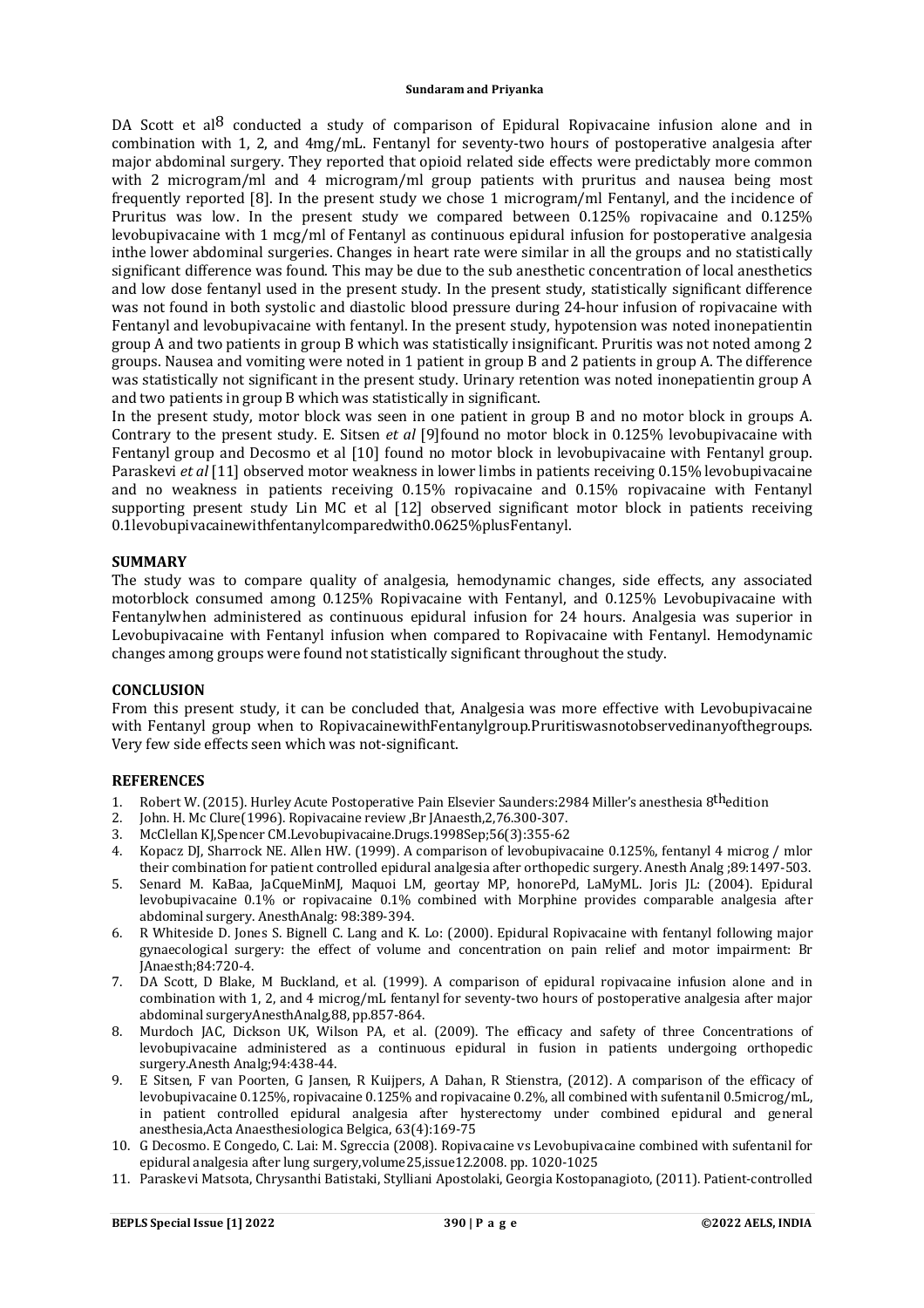DA Scott et al[8] conducted a study of comparison of Epidural Ropivacaine infusion alone and in combination with 1, 2, and 4mg/mL. Fentanyl for seventy-two hours of postoperative analgesia after major abdominal surgery. They reported that opioid related side effects were predictably more common with 2 microgram/ml and 4 microgram/ml group patients with pruritus and nausea being most frequently reported [8]. In the present study we chose 1 microgram/ml Fentanyl, and the incidence of Pruritus was low. In the present study we compared between 0.125% ropivacaine and 0.125% levobupivacaine with 1 mcg/ml of Fentanyl as continuous epidural infusion for postoperative analgesia inthe lower abdominal surgeries. Changes in heart rate were similar in all the groups and no statistically significant difference was found. This may be due to the sub anesthetic concentration of local anesthetics and low dose fentanyl used in the present study. In the present study, statistically significant difference was not found in both systolic and diastolic blood pressure during 24-hour infusion of ropivacaine with Fentanyl and levobupivacaine with fentanyl. In the present study, hypotension was noted inonepatientin group A and two patients in group B which was statistically insignificant. Pruritis was not noted among 2 groups. Nausea and vomiting were noted in 1 patient in group B and 2 patients in group A. The difference was statistically not significant in the present study. Urinary retention was noted inonepatientin group A and two patients in group B which was statistically in significant.

In the present study, motor block was seen in one patient in group B and no motor block in groups A. Contrary to the present study. E. Sitsen *et al* [9]found no motor block in 0.125% levobupivacaine with Fentanyl group and Decosmo et al [10] found no motor block in levobupivacaine with Fentanyl group. Paraskevi *et al* [11] observed motor weakness in lower limbs in patients receiving 0.15% levobupivacaine and no weakness in patients receiving 0.15% ropivacaine and 0.15% ropivacaine with Fentanyl supporting present study Lin MC et al [12] observed significant motor block in patients receiving 0.1levobupivacainewithfentanylcomparedwith0.0625%plusFentanyl.

## SUMMARY

The study was to compare quality of analgesia, hemodynamic changes, side effects, any associated motorblock consumed among 0.125% Ropivacaine with Fentanyl, and 0.125% Levobupivacaine with Fentanylwhen administered as continuous epidural infusion for 24 hours. Analgesia was superior in Levobupivacaine with Fentanyl infusion when compared to Ropivacaine with Fentanyl. Hemodynamic changes among groups were found not statistically significant throughout the study.

## CONCLUSION

From this present study, it can be concluded that, Analgesia was more effective with Levobupivacaine with Fentanyl group when to RopivacainewithFentanylgroup.Pruritiswasnotobservedinanyofthegroups. Very few side effects seen which was not-significant.

## REFERENCES

1. Robert W. (2015). Hurley Acute Postoperative Pain Elsevier Saunders:2984 Miller's anesthesia 8thedition
2. John. H. Mc Clure(1996). Ropivacaine review ,Br JAnaesth,2,76.300-307.
3. McClellan KJ,Spencer CM.Levobupivacaine.Drugs.1998Sep;56(3):355-62
4. Kopacz DJ, Sharrock NE. Allen HW. (1999). A comparison of levobupivacaine 0.125%, fentanyl 4 microg / mlor their combination for patient controlled epidural analgesia after orthopedic surgery. Anesth Analg ;89:1497-503.
5. Senard M. KaBaa, JaCqueMinMJ, Maquoi LM, geortay MP, honorePd, LaMyML. Joris JL: (2004). Epidural levobupivacaine 0.1% or ropivacaine 0.1% combined with Morphine provides comparable analgesia after abdominal surgery. AnesthAnalg: 98:389-394.
6. R Whiteside D. Jones S. Bignell C. Lang and K. Lo: (2000). Epidural Ropivacaine with fentanyl following major gynaecological surgery: the effect of volume and concentration on pain relief and motor impairment: Br JAnaesth;84:720-4.
7. DA Scott, D Blake, M Buckland, et al. (1999). A comparison of epidural ropivacaine infusion alone and in combination with 1, 2, and 4 microg/mL fentanyl for seventy-two hours of postoperative analgesia after major abdominal surgeryAnesthAnalg,88, pp.857-864.
8. Murdoch JAC, Dickson UK, Wilson PA, et al. (2009). The efficacy and safety of three Concentrations of levobupivacaine administered as a continuous epidural in fusion in patients undergoing orthopedic surgery.Anesth Analg;94:438-44.
9. E Sitsen, F van Poorten, G Jansen, R Kuijpers, A Dahan, R Stienstra, (2012). A comparison of the efficacy of levobupivacaine 0.125%, ropivacaine 0.125% and ropivacaine 0.2%, all combined with sufentanil 0.5microg/mL, in patient controlled epidural analgesia after hysterectomy under combined epidural and general anesthesia,Acta Anaesthesiologica Belgica, 63(4):169-75
10. G Decosmo. E Congedo, C. Lai: M. Sgreccia (2008). Ropivacaine vs Levobupivacaine combined with sufentanil for epidural analgesia after lung surgery,volume25,issue12.2008. pp. 1020-1025
11. Paraskevi Matsota, Chrysanthi Batistaki, Stylliani Apostolaki, Georgia Kostopanagioto, (2011). Patient-controlled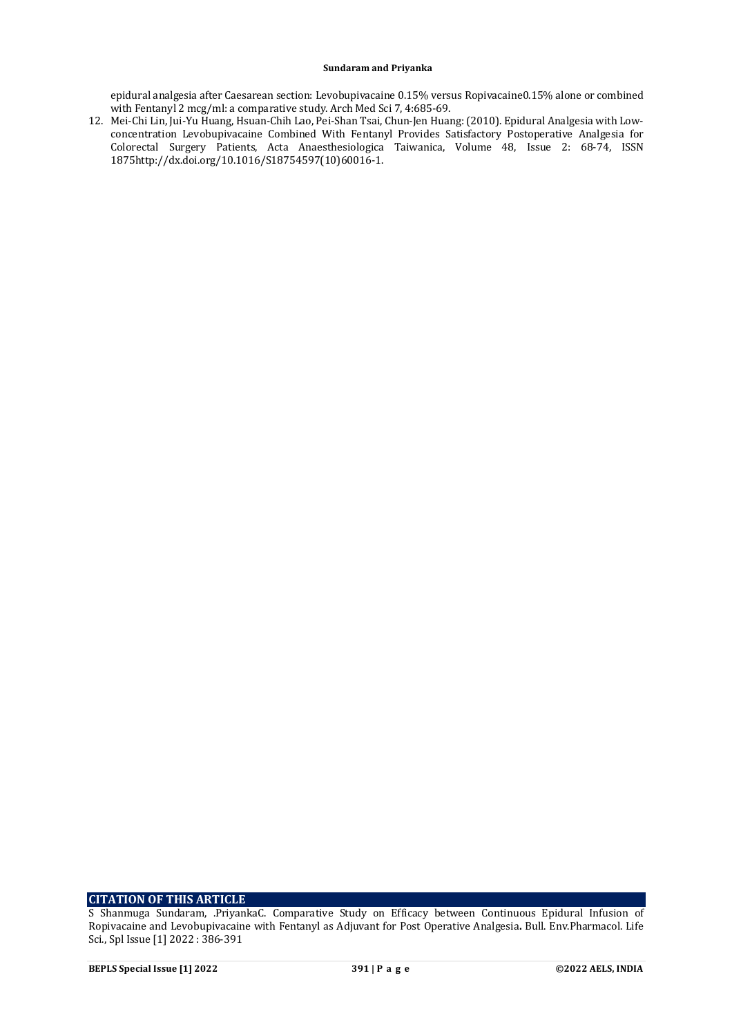epidural analgesia after Caesarean section: Levobupivacaine 0.15% versus Ropivacaine0.15% alone or combined with Fentanyl 2 mcg/ml: a comparative study. Arch Med Sci 7, 4:685-69.

12. Mei-Chi Lin, Jui-Yu Huang, Hsuan-Chih Lao, Pei-Shan Tsai, Chun-Jen Huang: (2010). Epidural Analgesia with Low-concentration Levobupivacaine Combined With Fentanyl Provides Satisfactory Postoperative Analgesia for Colorectal Surgery Patients, Acta Anaesthesiologica Taiwanica, Volume 48, Issue 2: 68-74, ISSN 1875http://dx.doi.org/10.1016/S18754597(10)60016-1.

## CITATION OF THIS ARTICLE

S Shanmuga Sundaram, .PriyankaC. Comparative Study on Efficacy between Continuous Epidural Infusion of Ropivacaine and Levobupivacaine with Fentanyl as Adjuvant for Post Operative Analgesia**.** Bull. Env.Pharmacol. Life Sci., Spl Issue [1] 2022 : 386-391